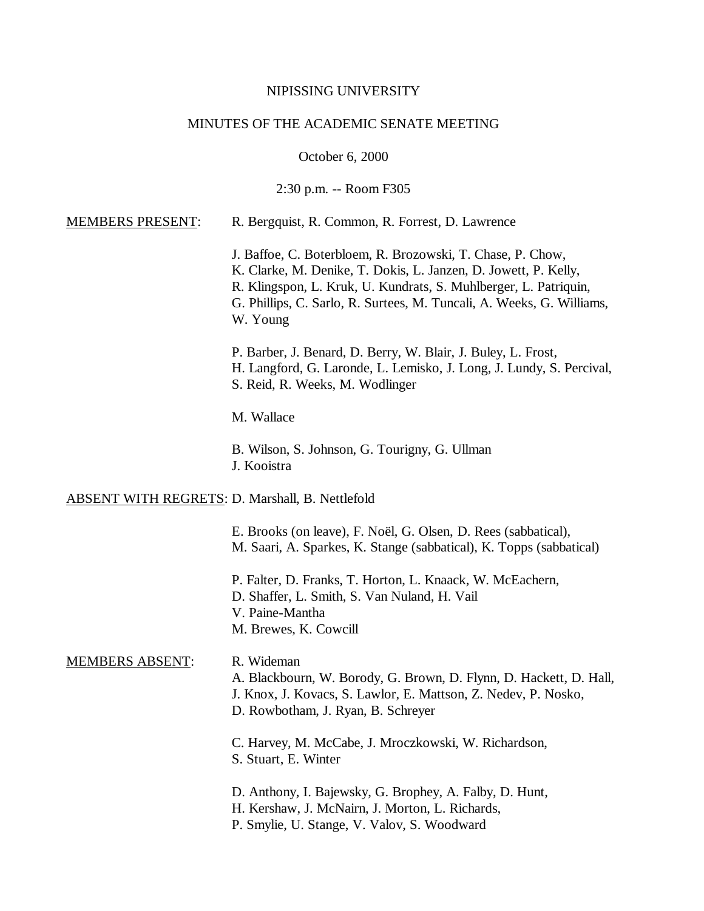NIPISSING UNIVERSITY

MINUTES OF THE ACADEMIC SENATE MEETING

October 6, 2000

2:30 p.m. -- Room F305

MEMBERS PRESENT: R. Bergquist, R. Common, R. Forrest, D. Lawrence

J. Baffoe, C. Boterbloem, R. Brozowski, T. Chase, P. Chow, K. Clarke, M. Denike, T. Dokis, L. Janzen, D. Jowett, P. Kelly, R. Klingspon, L. Kruk, U. Kundrats, S. Muhlberger, L. Patriquin, G. Phillips, C. Sarlo, R. Surtees, M. Tuncali, A. Weeks, G. Williams, W. Young

P. Barber, J. Benard, D. Berry, W. Blair, J. Buley, L. Frost, H. Langford, G. Laronde, L. Lemisko, J. Long, J. Lundy, S. Percival, S. Reid, R. Weeks, M. Wodlinger

M. Wallace

B. Wilson, S. Johnson, G. Tourigny, G. Ullman
J. Kooistra

ABSENT WITH REGRETS: D. Marshall, B. Nettlefold

E. Brooks (on leave), F. Noël, G. Olsen, D. Rees (sabbatical), M. Saari, A. Sparkes, K. Stange (sabbatical), K. Topps (sabbatical)

P. Falter, D. Franks, T. Horton, L. Knaack, W. McEachern, D. Shaffer, L. Smith, S. Van Nuland, H. Vail
V. Paine-Mantha
M. Brewes, K. Cowcill

MEMBERS ABSENT: R. Wideman
A. Blackbourn, W. Borody, G. Brown, D. Flynn, D. Hackett, D. Hall, J. Knox, J. Kovacs, S. Lawlor, E. Mattson, Z. Nedev, P. Nosko, D. Rowbotham, J. Ryan, B. Schreyer

C. Harvey, M. McCabe, J. Mroczkowski, W. Richardson, S. Stuart, E. Winter

D. Anthony, I. Bajewsky, G. Brophey, A. Falby, D. Hunt, H. Kershaw, J. McNairn, J. Morton, L. Richards, P. Smylie, U. Stange, V. Valov, S. Woodward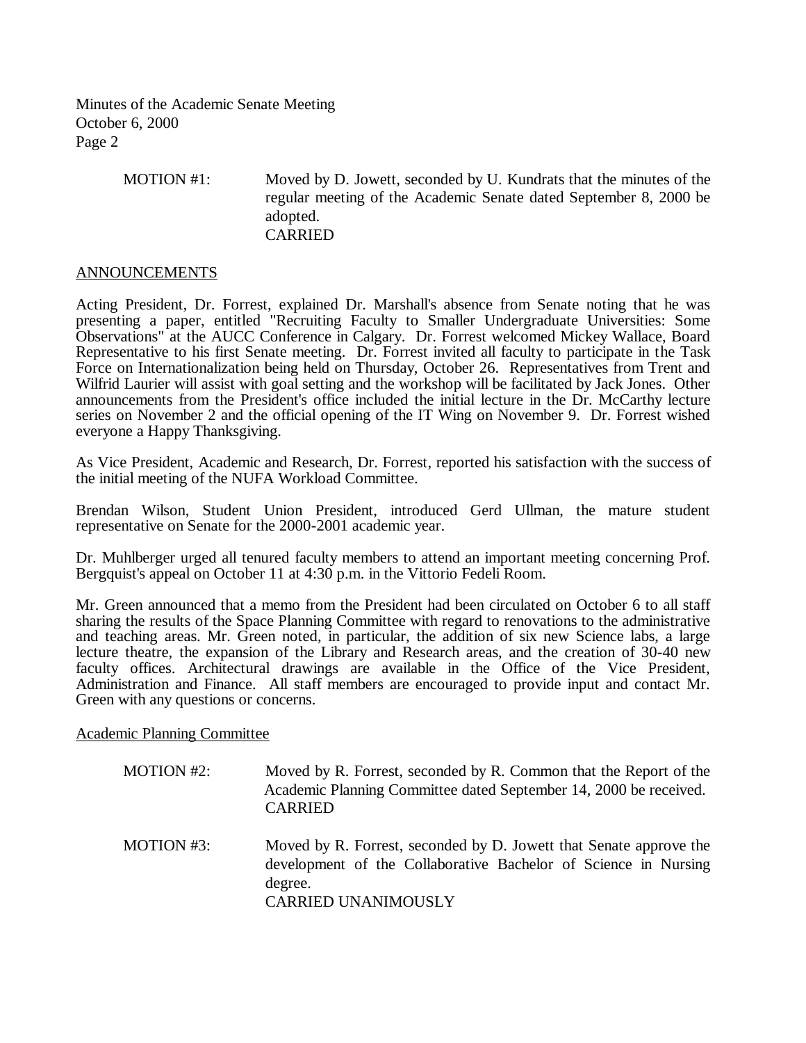MOTION #1: Moved by D. Jowett, seconded by U. Kundrats that the minutes of the regular meeting of the Academic Senate dated September 8, 2000 be adopted.
CARRIED

## ANNOUNCEMENTS

Acting President, Dr. Forrest, explained Dr. Marshall's absence from Senate noting that he was presenting a paper, entitled "Recruiting Faculty to Smaller Undergraduate Universities: Some Observations" at the AUCC Conference in Calgary. Dr. Forrest welcomed Mickey Wallace, Board Representative to his first Senate meeting. Dr. Forrest invited all faculty to participate in the Task Force on Internationalization being held on Thursday, October 26. Representatives from Trent and Wilfrid Laurier will assist with goal setting and the workshop will be facilitated by Jack Jones. Other announcements from the President's office included the initial lecture in the Dr. McCarthy lecture series on November 2 and the official opening of the IT Wing on November 9. Dr. Forrest wished everyone a Happy Thanksgiving.

As Vice President, Academic and Research, Dr. Forrest, reported his satisfaction with the success of the initial meeting of the NUFA Workload Committee.

Brendan Wilson, Student Union President, introduced Gerd Ullman, the mature student representative on Senate for the 2000-2001 academic year.

Dr. Muhlberger urged all tenured faculty members to attend an important meeting concerning Prof. Bergquist's appeal on October 11 at 4:30 p.m. in the Vittorio Fedeli Room.

Mr. Green announced that a memo from the President had been circulated on October 6 to all staff sharing the results of the Space Planning Committee with regard to renovations to the administrative and teaching areas. Mr. Green noted, in particular, the addition of six new Science labs, a large lecture theatre, the expansion of the Library and Research areas, and the creation of 30-40 new faculty offices. Architectural drawings are available in the Office of the Vice President, Administration and Finance. All staff members are encouraged to provide input and contact Mr. Green with any questions or concerns.

### Academic Planning Committee

MOTION #2: Moved by R. Forrest, seconded by R. Common that the Report of the Academic Planning Committee dated September 14, 2000 be received.
CARRIED

MOTION #3: Moved by R. Forrest, seconded by D. Jowett that Senate approve the development of the Collaborative Bachelor of Science in Nursing degree.
CARRIED UNANIMOUSLY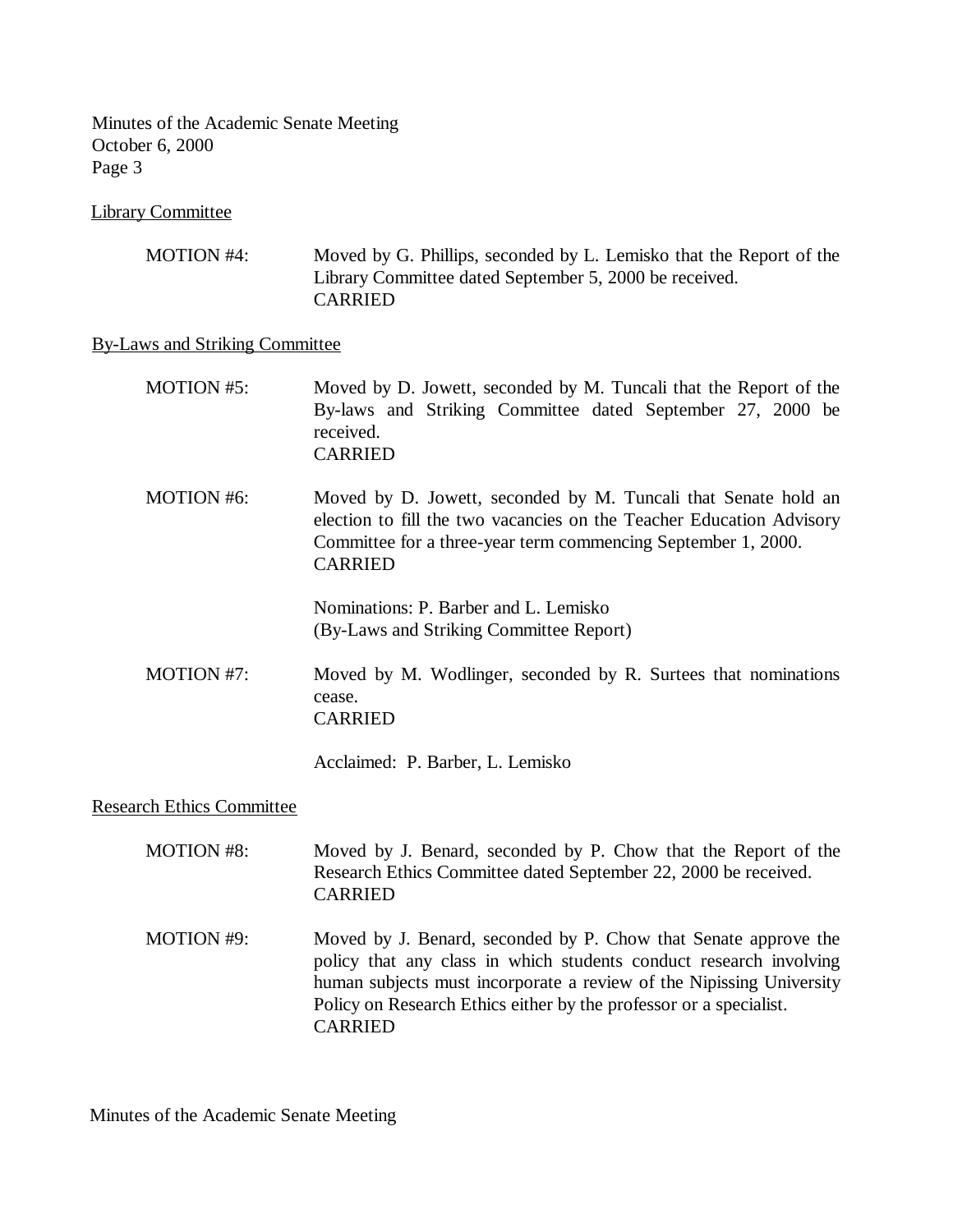Library Committee

MOTION #4: Moved by G. Phillips, seconded by L. Lemisko that the Report of the Library Committee dated September 5, 2000 be received.
CARRIED

By-Laws and Striking Committee

MOTION #5: Moved by D. Jowett, seconded by M. Tuncali that the Report of the By-laws and Striking Committee dated September 27, 2000 be received.
CARRIED

MOTION #6: Moved by D. Jowett, seconded by M. Tuncali that Senate hold an election to fill the two vacancies on the Teacher Education Advisory Committee for a three-year term commencing September 1, 2000.
CARRIED

Nominations: P. Barber and L. Lemisko
(By-Laws and Striking Committee Report)

MOTION #7: Moved by M. Wodlinger, seconded by R. Surtees that nominations cease.
CARRIED

Acclaimed: P. Barber, L. Lemisko

Research Ethics Committee

MOTION #8: Moved by J. Benard, seconded by P. Chow that the Report of the Research Ethics Committee dated September 22, 2000 be received.
CARRIED

MOTION #9: Moved by J. Benard, seconded by P. Chow that Senate approve the policy that any class in which students conduct research involving human subjects must incorporate a review of the Nipissing University Policy on Research Ethics either by the professor or a specialist.
CARRIED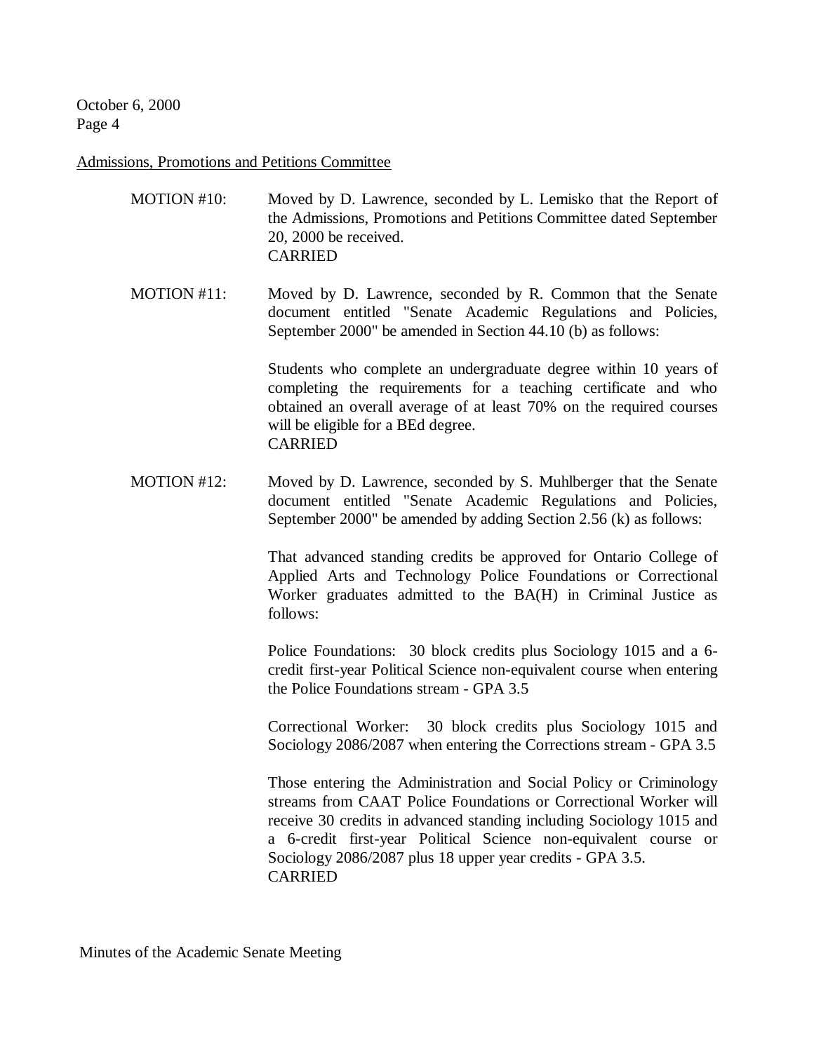Admissions, Promotions and Petitions Committee

MOTION #10: Moved by D. Lawrence, seconded by L. Lemisko that the Report of the Admissions, Promotions and Petitions Committee dated September 20, 2000 be received.
CARRIED

MOTION #11: Moved by D. Lawrence, seconded by R. Common that the Senate document entitled "Senate Academic Regulations and Policies, September 2000" be amended in Section 44.10 (b) as follows:

Students who complete an undergraduate degree within 10 years of completing the requirements for a teaching certificate and who obtained an overall average of at least 70% on the required courses will be eligible for a BEd degree.
CARRIED

MOTION #12: Moved by D. Lawrence, seconded by S. Muhlberger that the Senate document entitled "Senate Academic Regulations and Policies, September 2000" be amended by adding Section 2.56 (k) as follows:

That advanced standing credits be approved for Ontario College of Applied Arts and Technology Police Foundations or Correctional Worker graduates admitted to the BA(H) in Criminal Justice as follows:

Police Foundations: 30 block credits plus Sociology 1015 and a 6-credit first-year Political Science non-equivalent course when entering the Police Foundations stream - GPA 3.5

Correctional Worker: 30 block credits plus Sociology 1015 and Sociology 2086/2087 when entering the Corrections stream - GPA 3.5

Those entering the Administration and Social Policy or Criminology streams from CAAT Police Foundations or Correctional Worker will receive 30 credits in advanced standing including Sociology 1015 and a 6-credit first-year Political Science non-equivalent course or Sociology 2086/2087 plus 18 upper year credits - GPA 3.5.
CARRIED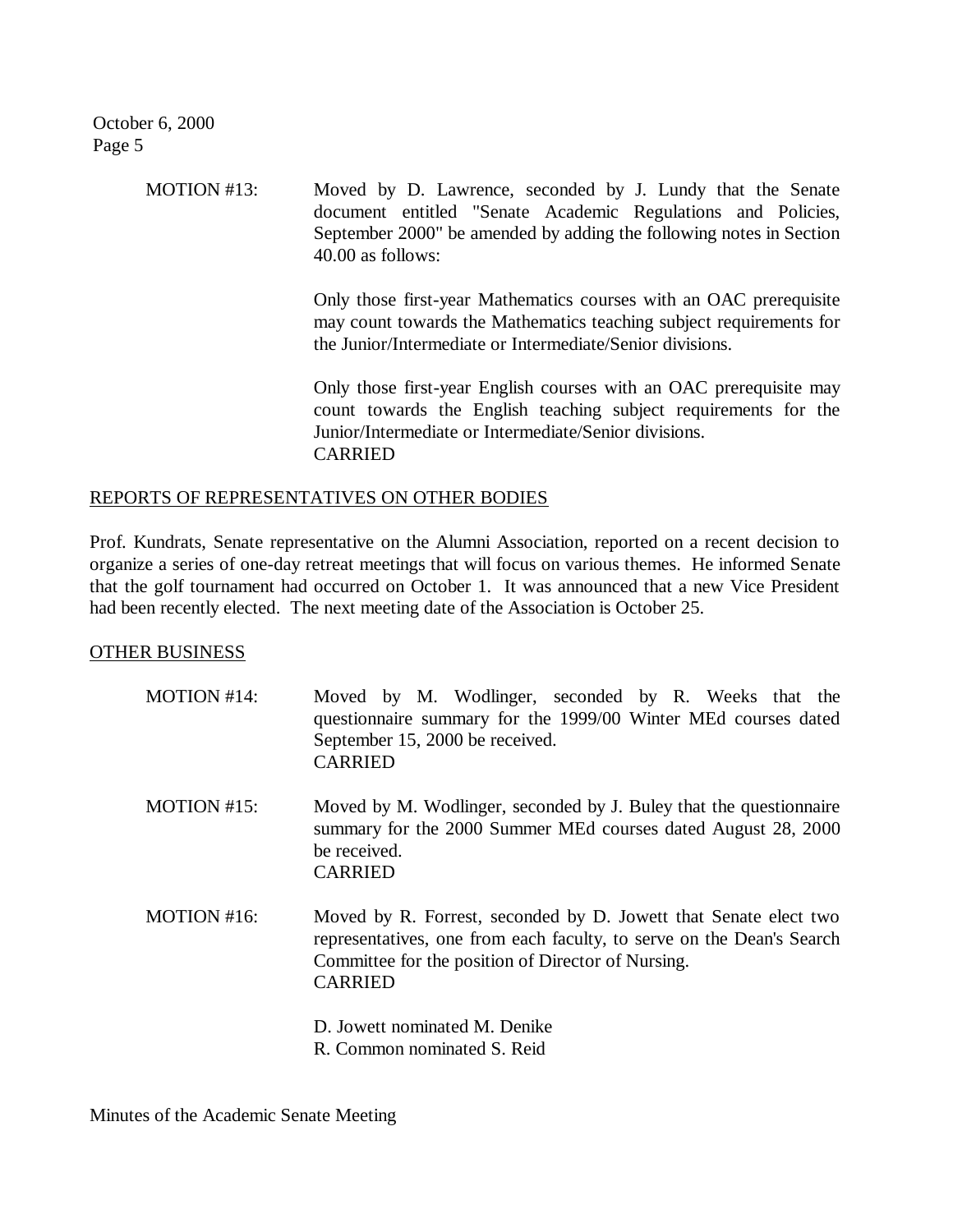MOTION #13: Moved by D. Lawrence, seconded by J. Lundy that the Senate document entitled "Senate Academic Regulations and Policies, September 2000" be amended by adding the following notes in Section 40.00 as follows:

Only those first-year Mathematics courses with an OAC prerequisite may count towards the Mathematics teaching subject requirements for the Junior/Intermediate or Intermediate/Senior divisions.

Only those first-year English courses with an OAC prerequisite may count towards the English teaching subject requirements for the Junior/Intermediate or Intermediate/Senior divisions.
CARRIED

## REPORTS OF REPRESENTATIVES ON OTHER BODIES

Prof. Kundrats, Senate representative on the Alumni Association, reported on a recent decision to organize a series of one-day retreat meetings that will focus on various themes. He informed Senate that the golf tournament had occurred on October 1. It was announced that a new Vice President had been recently elected. The next meeting date of the Association is October 25.

## OTHER BUSINESS

MOTION #14: Moved by M. Wodlinger, seconded by R. Weeks that the questionnaire summary for the 1999/00 Winter MEd courses dated September 15, 2000 be received.
CARRIED

MOTION #15: Moved by M. Wodlinger, seconded by J. Buley that the questionnaire summary for the 2000 Summer MEd courses dated August 28, 2000 be received.
CARRIED

MOTION #16: Moved by R. Forrest, seconded by D. Jowett that Senate elect two representatives, one from each faculty, to serve on the Dean's Search Committee for the position of Director of Nursing.
CARRIED

D. Jowett nominated M. Denike
R. Common nominated S. Reid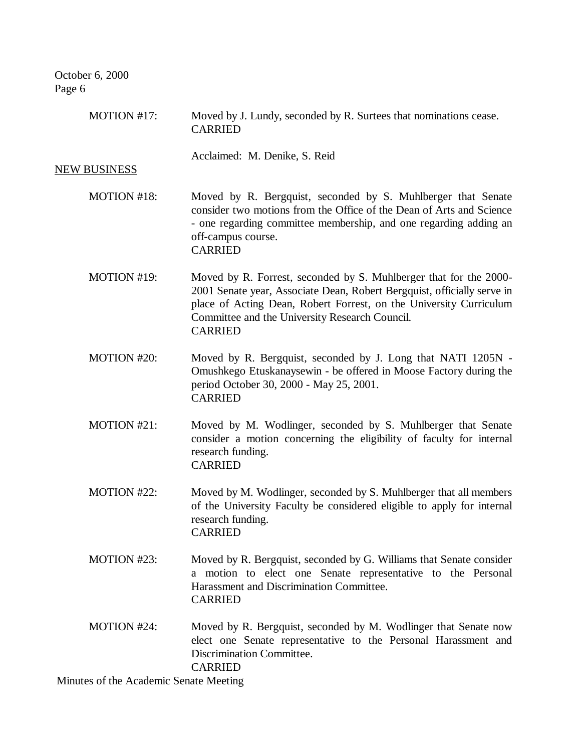MOTION #17: Moved by J. Lundy, seconded by R. Surtees that nominations cease.
CARRIED

Acclaimed: M. Denike, S. Reid

## NEW BUSINESS

MOTION #18: Moved by R. Bergquist, seconded by S. Muhlberger that Senate consider two motions from the Office of the Dean of Arts and Science - one regarding committee membership, and one regarding adding an off-campus course.
CARRIED

MOTION #19: Moved by R. Forrest, seconded by S. Muhlberger that for the 2000-2001 Senate year, Associate Dean, Robert Bergquist, officially serve in place of Acting Dean, Robert Forrest, on the University Curriculum Committee and the University Research Council.
CARRIED

MOTION #20: Moved by R. Bergquist, seconded by J. Long that NATI 1205N - Omushkego Etuskanaysewin - be offered in Moose Factory during the period October 30, 2000 - May 25, 2001.
CARRIED

MOTION #21: Moved by M. Wodlinger, seconded by S. Muhlberger that Senate consider a motion concerning the eligibility of faculty for internal research funding.
CARRIED

MOTION #22: Moved by M. Wodlinger, seconded by S. Muhlberger that all members of the University Faculty be considered eligible to apply for internal research funding.
CARRIED

MOTION #23: Moved by R. Bergquist, seconded by G. Williams that Senate consider a motion to elect one Senate representative to the Personal Harassment and Discrimination Committee.
CARRIED

MOTION #24: Moved by R. Bergquist, seconded by M. Wodlinger that Senate now elect one Senate representative to the Personal Harassment and Discrimination Committee.
CARRIED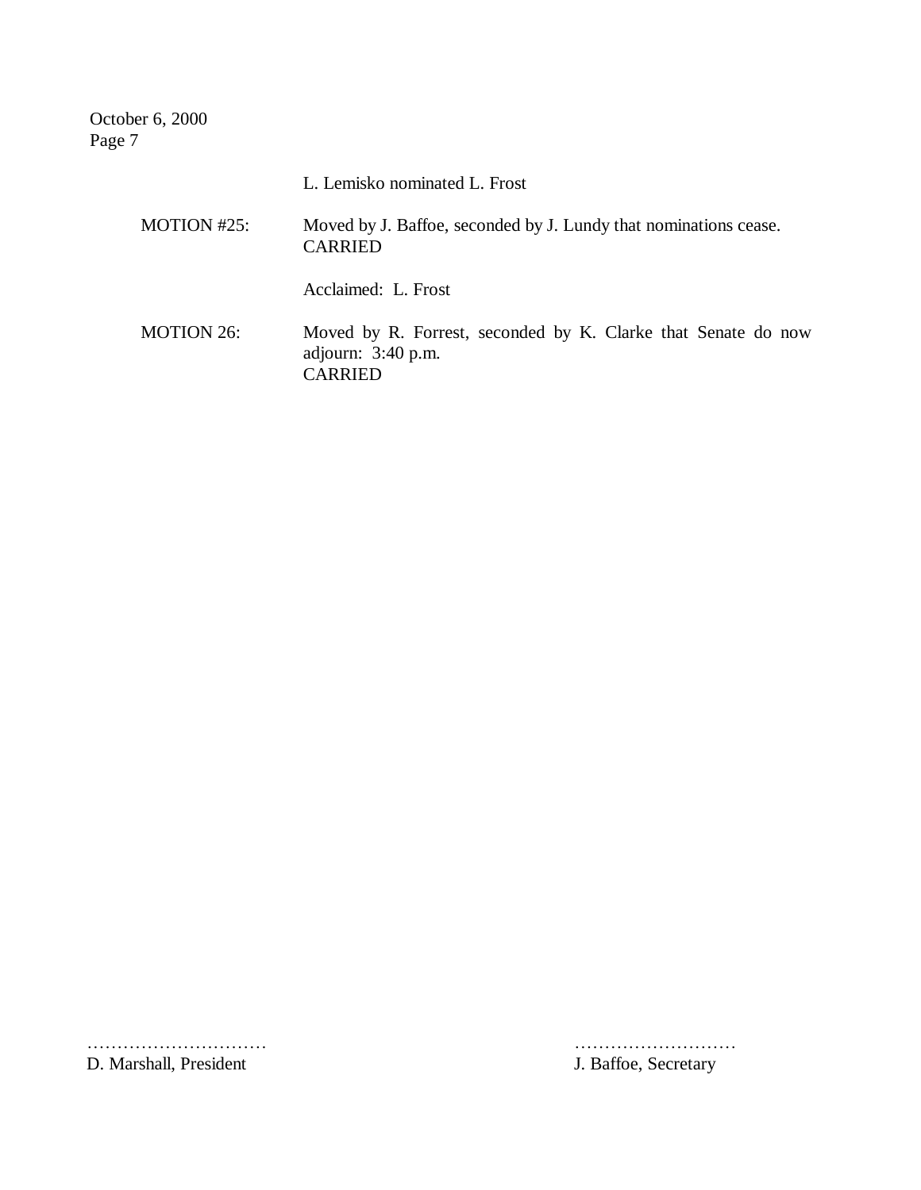L. Lemisko nominated L. Frost

MOTION #25: Moved by J. Baffoe, seconded by J. Lundy that nominations cease.
CARRIED

Acclaimed: L. Frost

MOTION 26: Moved by R. Forrest, seconded by K. Clarke that Senate do now adjourn: 3:40 p.m.
CARRIED

…………………………
D. Marshall, President

………………………
J. Baffoe, Secretary